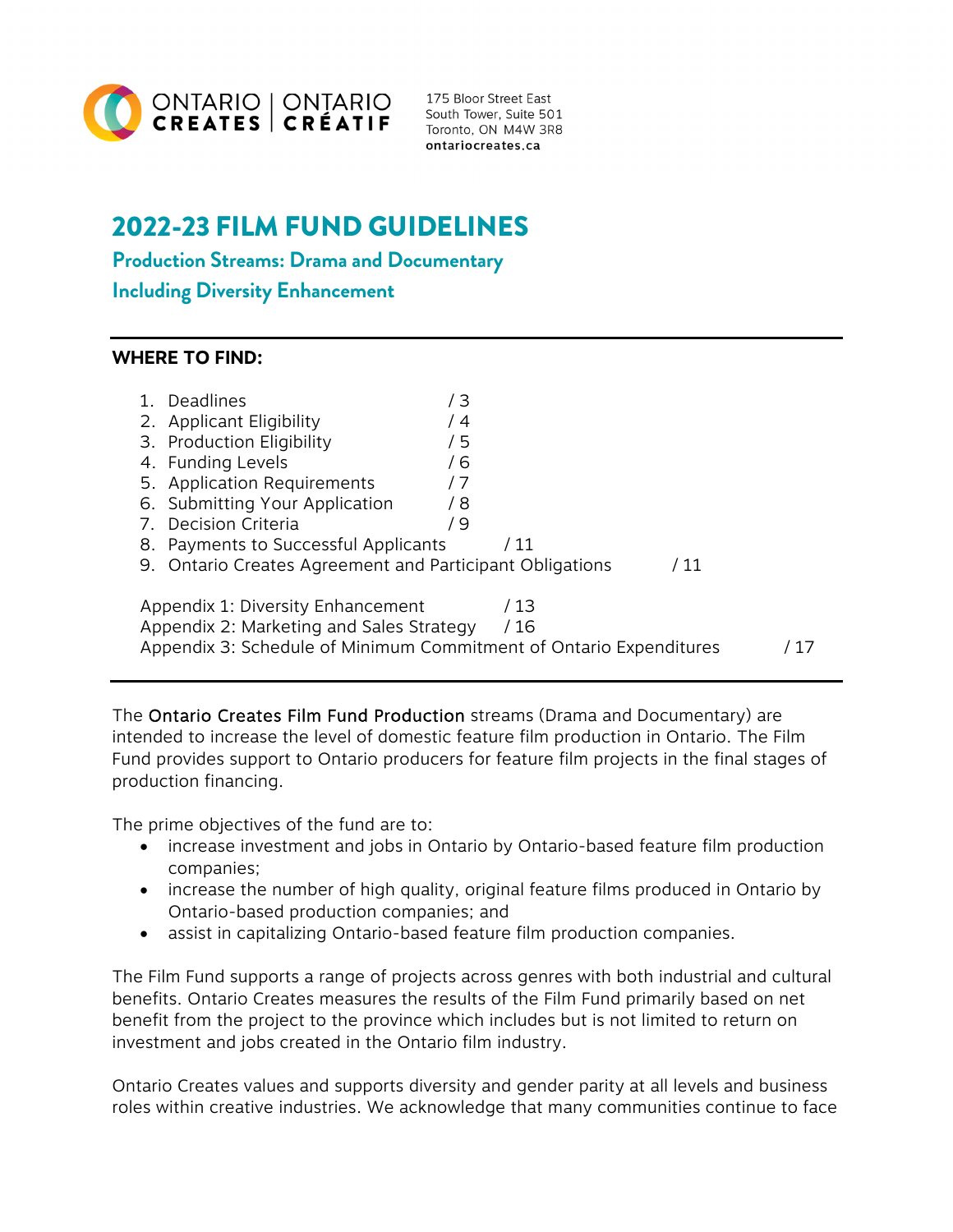ONTARIO CREATES | ONTARIO CRÉATIF

175 Bloor Street East
South Tower, Suite 501
Toronto, ON M4W 3R8
**ontariocreates.ca**

# 2022-23 FILM FUND GUIDELINES

## Production Streams: Drama and Documentary

## Including Diversity Enhancement

**WHERE TO FIND:**

1. Deadlines / 3
2. Applicant Eligibility / 4
3. Production Eligibility / 5
4. Funding Levels / 6
5. Application Requirements / 7
6. Submitting Your Application / 8
7. Decision Criteria / 9
8. Payments to Successful Applicants / 11
9. Ontario Creates Agreement and Participant Obligations / 11

Appendix 1: Diversity Enhancement / 13
Appendix 2: Marketing and Sales Strategy / 16
Appendix 3: Schedule of Minimum Commitment of Ontario Expenditures / 17

The Ontario Creates Film Fund Production streams (Drama and Documentary) are intended to increase the level of domestic feature film production in Ontario. The Film Fund provides support to Ontario producers for feature film projects in the final stages of production financing.

The prime objectives of the fund are to:

- increase investment and jobs in Ontario by Ontario-based feature film production companies;
- increase the number of high quality, original feature films produced in Ontario by Ontario-based production companies; and
- assist in capitalizing Ontario-based feature film production companies.

The Film Fund supports a range of projects across genres with both industrial and cultural benefits. Ontario Creates measures the results of the Film Fund primarily based on net benefit from the project to the province which includes but is not limited to return on investment and jobs created in the Ontario film industry.

Ontario Creates values and supports diversity and gender parity at all levels and business roles within creative industries. We acknowledge that many communities continue to face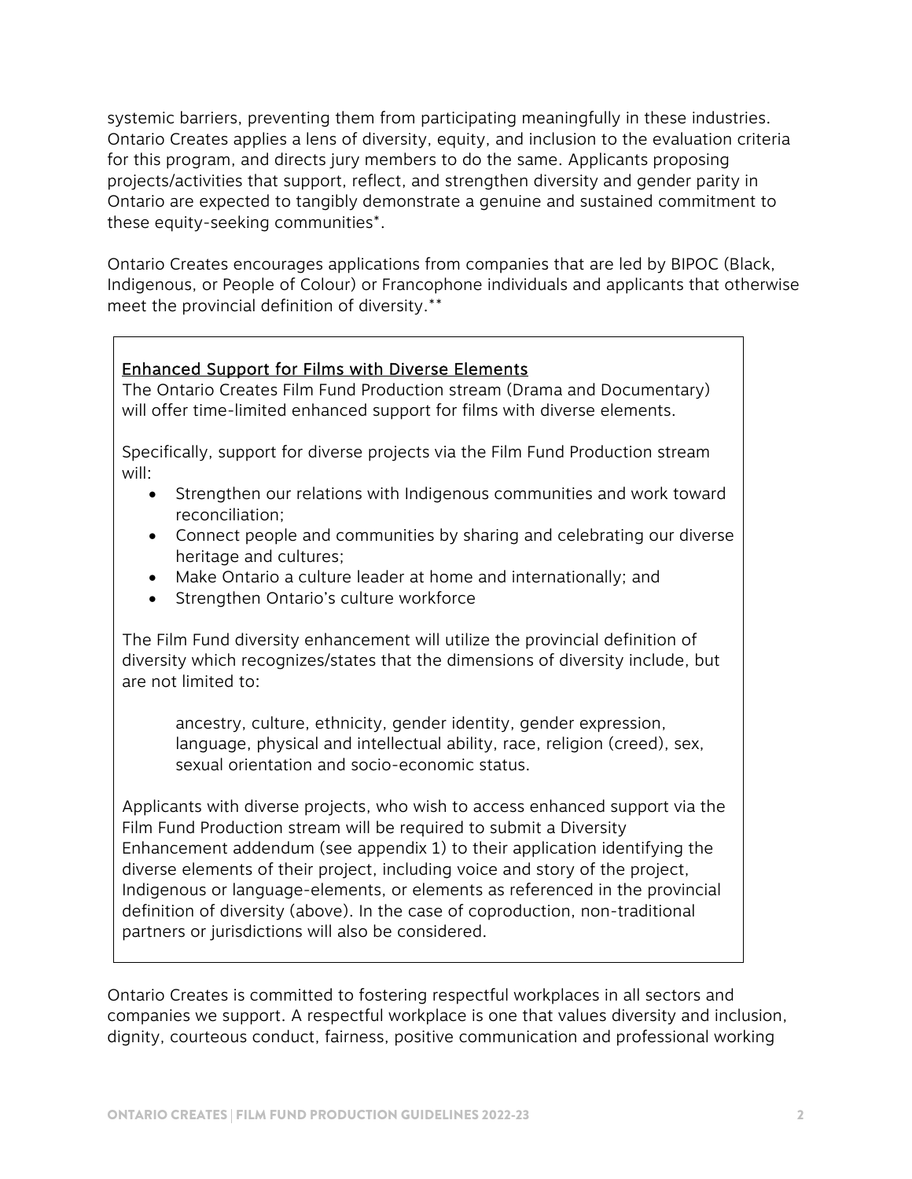systemic barriers, preventing them from participating meaningfully in these industries. Ontario Creates applies a lens of diversity, equity, and inclusion to the evaluation criteria for this program, and directs jury members to do the same. Applicants proposing projects/activities that support, reflect, and strengthen diversity and gender parity in Ontario are expected to tangibly demonstrate a genuine and sustained commitment to these equity-seeking communities*.

Ontario Creates encourages applications from companies that are led by BIPOC (Black, Indigenous, or People of Colour) or Francophone individuals and applicants that otherwise meet the provincial definition of diversity.**

> **Enhanced Support for Films with Diverse Elements**
>
> The Ontario Creates Film Fund Production stream (Drama and Documentary) will offer time-limited enhanced support for films with diverse elements.
>
> Specifically, support for diverse projects via the Film Fund Production stream will:
>
> - Strengthen our relations with Indigenous communities and work toward reconciliation;
> - Connect people and communities by sharing and celebrating our diverse heritage and cultures;
> - Make Ontario a culture leader at home and internationally; and
> - Strengthen Ontario's culture workforce
>
> The Film Fund diversity enhancement will utilize the provincial definition of diversity which recognizes/states that the dimensions of diversity include, but are not limited to:
>
> > ancestry, culture, ethnicity, gender identity, gender expression, language, physical and intellectual ability, race, religion (creed), sex, sexual orientation and socio-economic status.
>
> Applicants with diverse projects, who wish to access enhanced support via the Film Fund Production stream will be required to submit a Diversity Enhancement addendum (see appendix 1) to their application identifying the diverse elements of their project, including voice and story of the project, Indigenous or language-elements, or elements as referenced in the provincial definition of diversity (above). In the case of coproduction, non-traditional partners or jurisdictions will also be considered.

Ontario Creates is committed to fostering respectful workplaces in all sectors and companies we support. A respectful workplace is one that values diversity and inclusion, dignity, courteous conduct, fairness, positive communication and professional working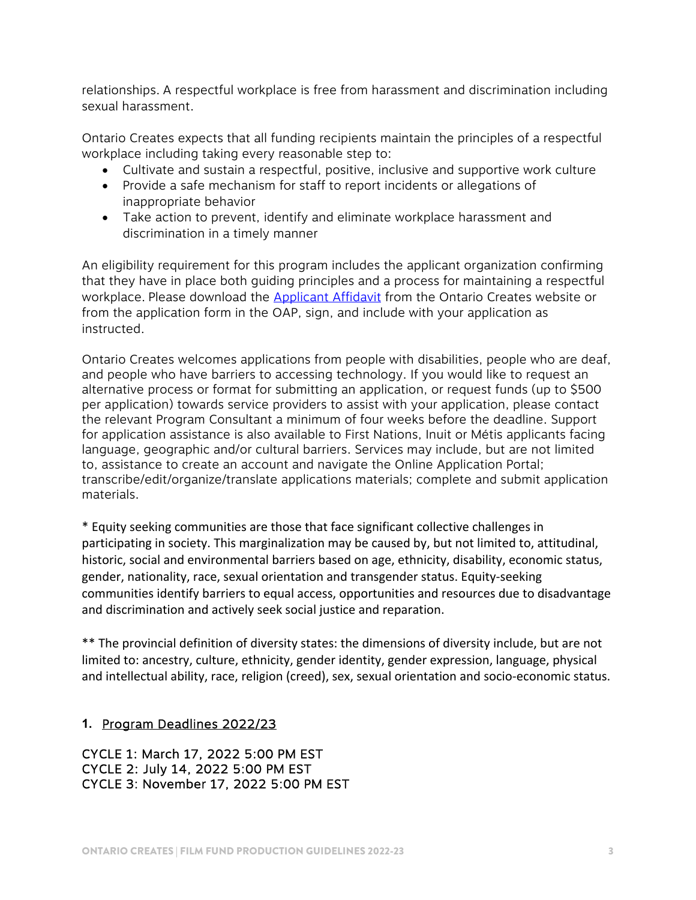relationships. A respectful workplace is free from harassment and discrimination including sexual harassment.

Ontario Creates expects that all funding recipients maintain the principles of a respectful workplace including taking every reasonable step to:

- Cultivate and sustain a respectful, positive, inclusive and supportive work culture
- Provide a safe mechanism for staff to report incidents or allegations of inappropriate behavior
- Take action to prevent, identify and eliminate workplace harassment and discrimination in a timely manner

An eligibility requirement for this program includes the applicant organization confirming that they have in place both guiding principles and a process for maintaining a respectful workplace. Please download the [Applicant Affidavit] from the Ontario Creates website or from the application form in the OAP, sign, and include with your application as instructed.

Ontario Creates welcomes applications from people with disabilities, people who are deaf, and people who have barriers to accessing technology. If you would like to request an alternative process or format for submitting an application, or request funds (up to $500 per application) towards service providers to assist with your application, please contact the relevant Program Consultant a minimum of four weeks before the deadline. Support for application assistance is also available to First Nations, Inuit or Métis applicants facing language, geographic and/or cultural barriers. Services may include, but are not limited to, assistance to create an account and navigate the Online Application Portal; transcribe/edit/organize/translate applications materials; complete and submit application materials.

\* Equity seeking communities are those that face significant collective challenges in participating in society. This marginalization may be caused by, but not limited to, attitudinal, historic, social and environmental barriers based on age, ethnicity, disability, economic status, gender, nationality, race, sexual orientation and transgender status. Equity-seeking communities identify barriers to equal access, opportunities and resources due to disadvantage and discrimination and actively seek social justice and reparation.

\*\* The provincial definition of diversity states: the dimensions of diversity include, but are not limited to: ancestry, culture, ethnicity, gender identity, gender expression, language, physical and intellectual ability, race, religion (creed), sex, sexual orientation and socio-economic status.

## 1. Program Deadlines 2022/23

CYCLE 1: March 17, 2022 5:00 PM EST
CYCLE 2: July 14, 2022 5:00 PM EST
CYCLE 3: November 17, 2022 5:00 PM EST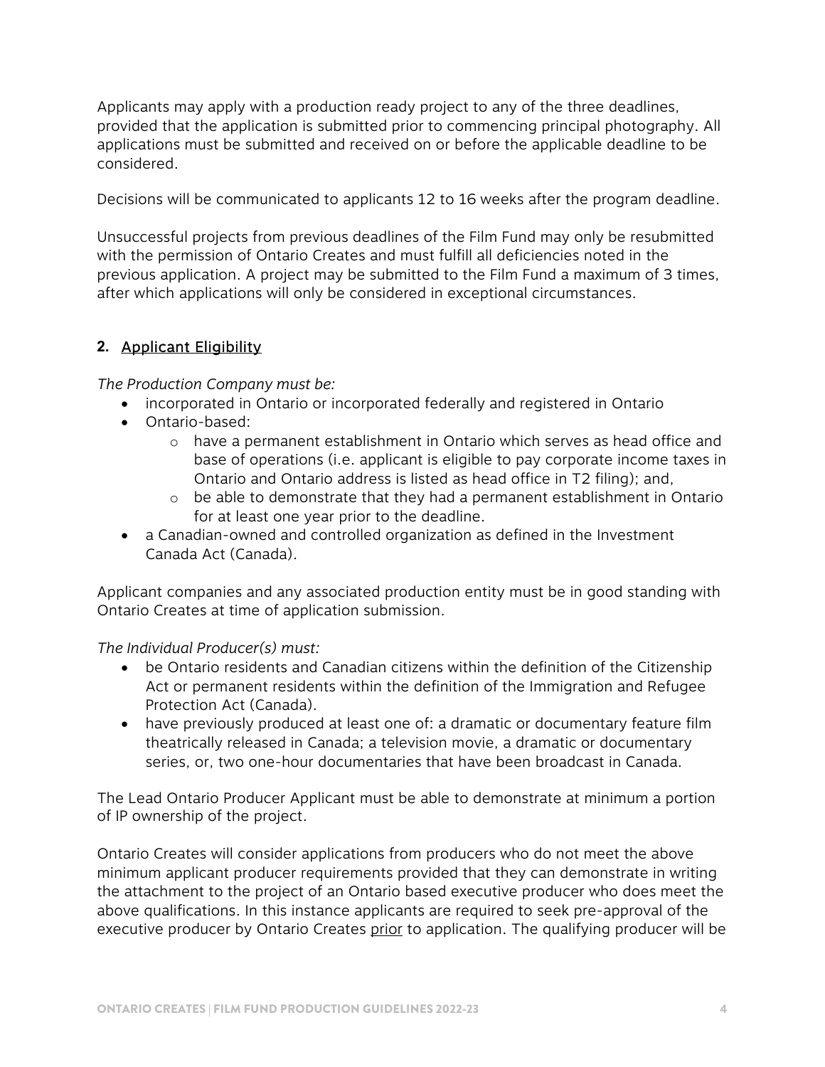Applicants may apply with a production ready project to any of the three deadlines, provided that the application is submitted prior to commencing principal photography. All applications must be submitted and received on or before the applicable deadline to be considered.

Decisions will be communicated to applicants 12 to 16 weeks after the program deadline.

Unsuccessful projects from previous deadlines of the Film Fund may only be resubmitted with the permission of Ontario Creates and must fulfill all deficiencies noted in the previous application. A project may be submitted to the Film Fund a maximum of 3 times, after which applications will only be considered in exceptional circumstances.

## 2. Applicant Eligibility

*The Production Company must be:*

- incorporated in Ontario or incorporated federally and registered in Ontario
- Ontario-based:
  - have a permanent establishment in Ontario which serves as head office and base of operations (i.e. applicant is eligible to pay corporate income taxes in Ontario and Ontario address is listed as head office in T2 filing); and,
  - be able to demonstrate that they had a permanent establishment in Ontario for at least one year prior to the deadline.
- a Canadian-owned and controlled organization as defined in the Investment Canada Act (Canada).

Applicant companies and any associated production entity must be in good standing with Ontario Creates at time of application submission.

*The Individual Producer(s) must:*

- be Ontario residents and Canadian citizens within the definition of the Citizenship Act or permanent residents within the definition of the Immigration and Refugee Protection Act (Canada).
- have previously produced at least one of: a dramatic or documentary feature film theatrically released in Canada; a television movie, a dramatic or documentary series, or, two one-hour documentaries that have been broadcast in Canada.

The Lead Ontario Producer Applicant must be able to demonstrate at minimum a portion of IP ownership of the project.

Ontario Creates will consider applications from producers who do not meet the above minimum applicant producer requirements provided that they can demonstrate in writing the attachment to the project of an Ontario based executive producer who does meet the above qualifications. In this instance applicants are required to seek pre-approval of the executive producer by Ontario Creates prior to application. The qualifying producer will be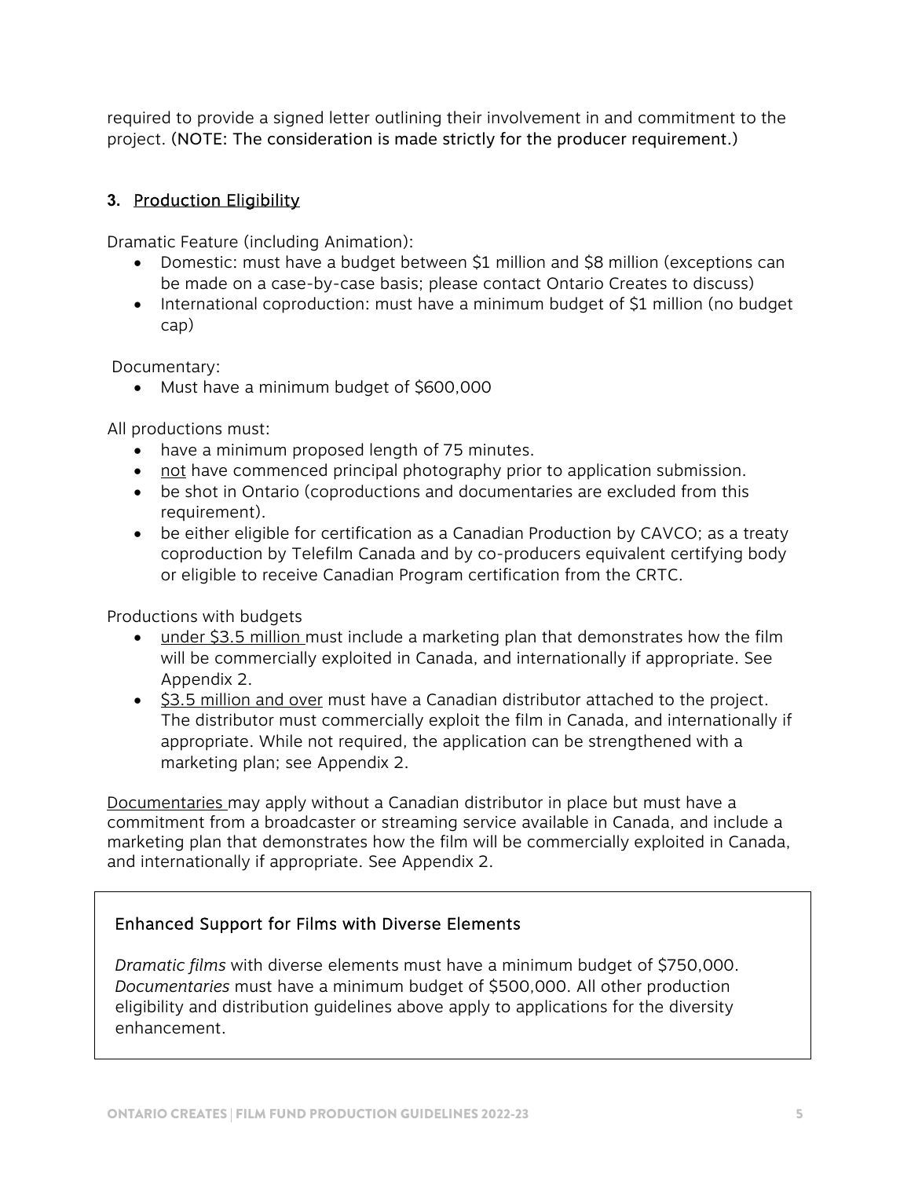required to provide a signed letter outlining their involvement in and commitment to the project. **(NOTE: The consideration is made strictly for the producer requirement.)**

### 3. Production Eligibility

Dramatic Feature (including Animation):

- Domestic: must have a budget between $1 million and $8 million (exceptions can be made on a case-by-case basis; please contact Ontario Creates to discuss)
- International coproduction: must have a minimum budget of $1 million (no budget cap)

Documentary:

- Must have a minimum budget of $600,000

All productions must:

- have a minimum proposed length of 75 minutes.
- not have commenced principal photography prior to application submission.
- be shot in Ontario (coproductions and documentaries are excluded from this requirement).
- be either eligible for certification as a Canadian Production by CAVCO; as a treaty coproduction by Telefilm Canada and by co-producers equivalent certifying body or eligible to receive Canadian Program certification from the CRTC.

Productions with budgets

- under $3.5 million must include a marketing plan that demonstrates how the film will be commercially exploited in Canada, and internationally if appropriate. See Appendix 2.
- $3.5 million and over must have a Canadian distributor attached to the project. The distributor must commercially exploit the film in Canada, and internationally if appropriate. While not required, the application can be strengthened with a marketing plan; see Appendix 2.

Documentaries may apply without a Canadian distributor in place but must have a commitment from a broadcaster or streaming service available in Canada, and include a marketing plan that demonstrates how the film will be commercially exploited in Canada, and internationally if appropriate. See Appendix 2.

#### Enhanced Support for Films with Diverse Elements

*Dramatic films* with diverse elements must have a minimum budget of $750,000. *Documentaries* must have a minimum budget of $500,000. All other production eligibility and distribution guidelines above apply to applications for the diversity enhancement.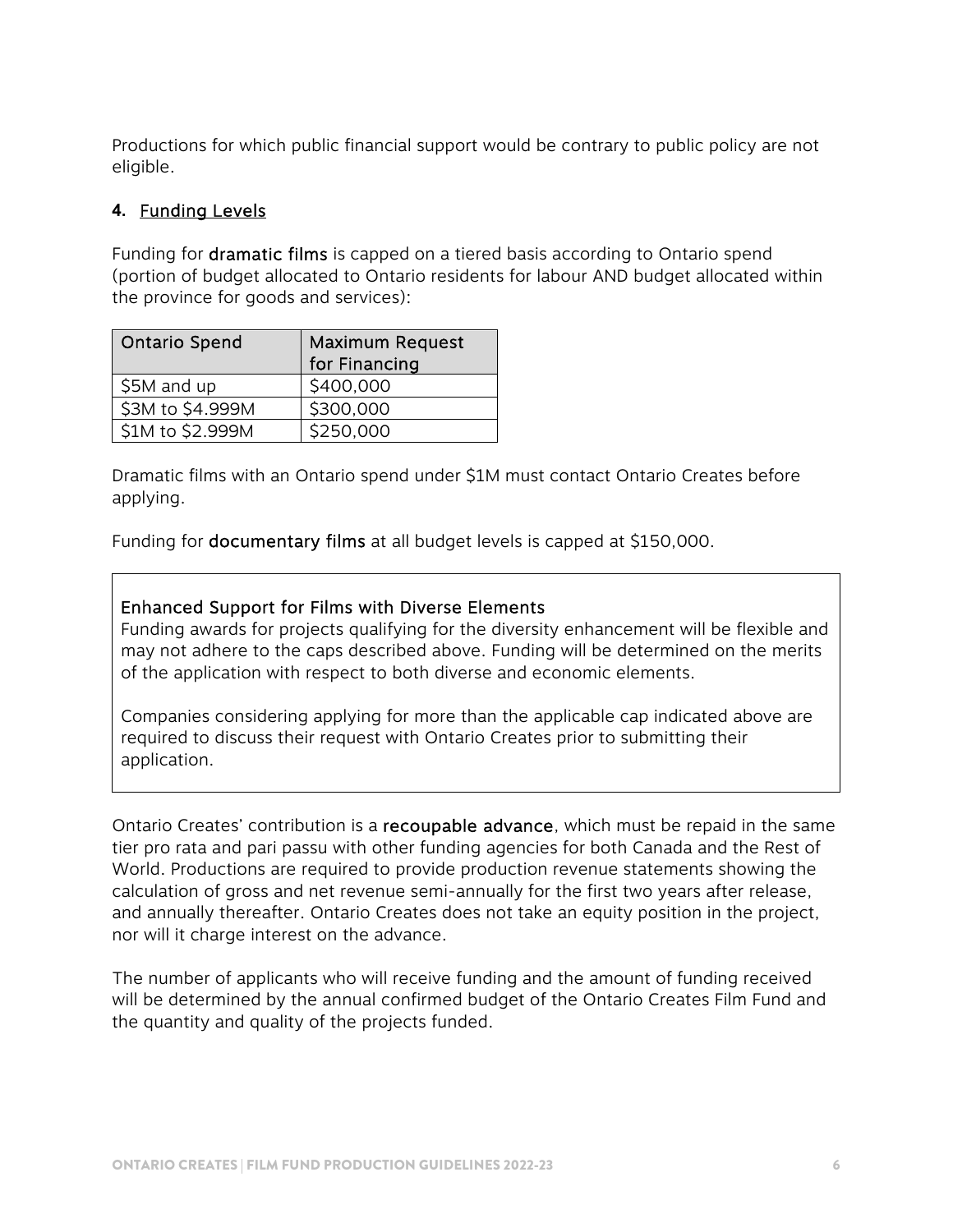Productions for which public financial support would be contrary to public policy are not eligible.

### 4. Funding Levels

Funding for **dramatic films** is capped on a tiered basis according to Ontario spend (portion of budget allocated to Ontario residents for labour AND budget allocated within the province for goods and services):

| Ontario Spend | Maximum Request for Financing |
|---|---|
| $5M and up | $400,000 |
| $3M to $4.999M | $300,000 |
| $1M to $2.999M | $250,000 |

Dramatic films with an Ontario spend under $1M must contact Ontario Creates before applying.

Funding for **documentary films** at all budget levels is capped at $150,000.

**Enhanced Support for Films with Diverse Elements**

Funding awards for projects qualifying for the diversity enhancement will be flexible and may not adhere to the caps described above. Funding will be determined on the merits of the application with respect to both diverse and economic elements.

Companies considering applying for more than the applicable cap indicated above are required to discuss their request with Ontario Creates prior to submitting their application.

Ontario Creates' contribution is a **recoupable advance**, which must be repaid in the same tier pro rata and pari passu with other funding agencies for both Canada and the Rest of World. Productions are required to provide production revenue statements showing the calculation of gross and net revenue semi-annually for the first two years after release, and annually thereafter. Ontario Creates does not take an equity position in the project, nor will it charge interest on the advance.

The number of applicants who will receive funding and the amount of funding received will be determined by the annual confirmed budget of the Ontario Creates Film Fund and the quantity and quality of the projects funded.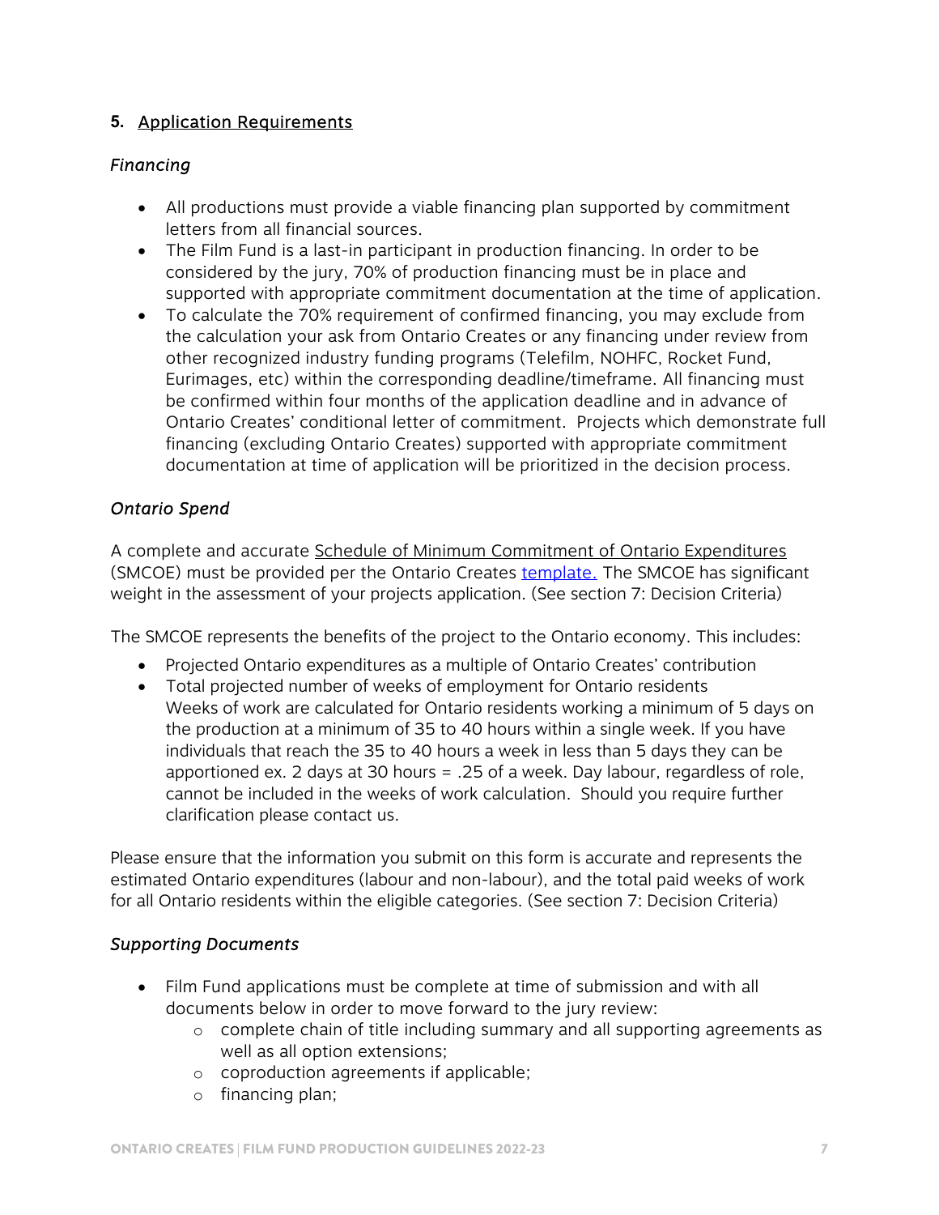## 5. Application Requirements

### *Financing*

- All productions must provide a viable financing plan supported by commitment letters from all financial sources.
- The Film Fund is a last-in participant in production financing. In order to be considered by the jury, 70% of production financing must be in place and supported with appropriate commitment documentation at the time of application.
- To calculate the 70% requirement of confirmed financing, you may exclude from the calculation your ask from Ontario Creates or any financing under review from other recognized industry funding programs (Telefilm, NOHFC, Rocket Fund, Eurimages, etc) within the corresponding deadline/timeframe. All financing must be confirmed within four months of the application deadline and in advance of Ontario Creates' conditional letter of commitment. Projects which demonstrate full financing (excluding Ontario Creates) supported with appropriate commitment documentation at time of application will be prioritized in the decision process.

### *Ontario Spend*

A complete and accurate Schedule of Minimum Commitment of Ontario Expenditures (SMCOE) must be provided per the Ontario Creates template. The SMCOE has significant weight in the assessment of your projects application. (See section 7: Decision Criteria)

The SMCOE represents the benefits of the project to the Ontario economy. This includes:

- Projected Ontario expenditures as a multiple of Ontario Creates' contribution
- Total projected number of weeks of employment for Ontario residents
  Weeks of work are calculated for Ontario residents working a minimum of 5 days on the production at a minimum of 35 to 40 hours within a single week. If you have individuals that reach the 35 to 40 hours a week in less than 5 days they can be apportioned ex. 2 days at 30 hours = .25 of a week. Day labour, regardless of role, cannot be included in the weeks of work calculation. Should you require further clarification please contact us.

Please ensure that the information you submit on this form is accurate and represents the estimated Ontario expenditures (labour and non-labour), and the total paid weeks of work for all Ontario residents within the eligible categories. (See section 7: Decision Criteria)

### *Supporting Documents*

- Film Fund applications must be complete at time of submission and with all documents below in order to move forward to the jury review:
  - complete chain of title including summary and all supporting agreements as well as all option extensions;
  - coproduction agreements if applicable;
  - financing plan;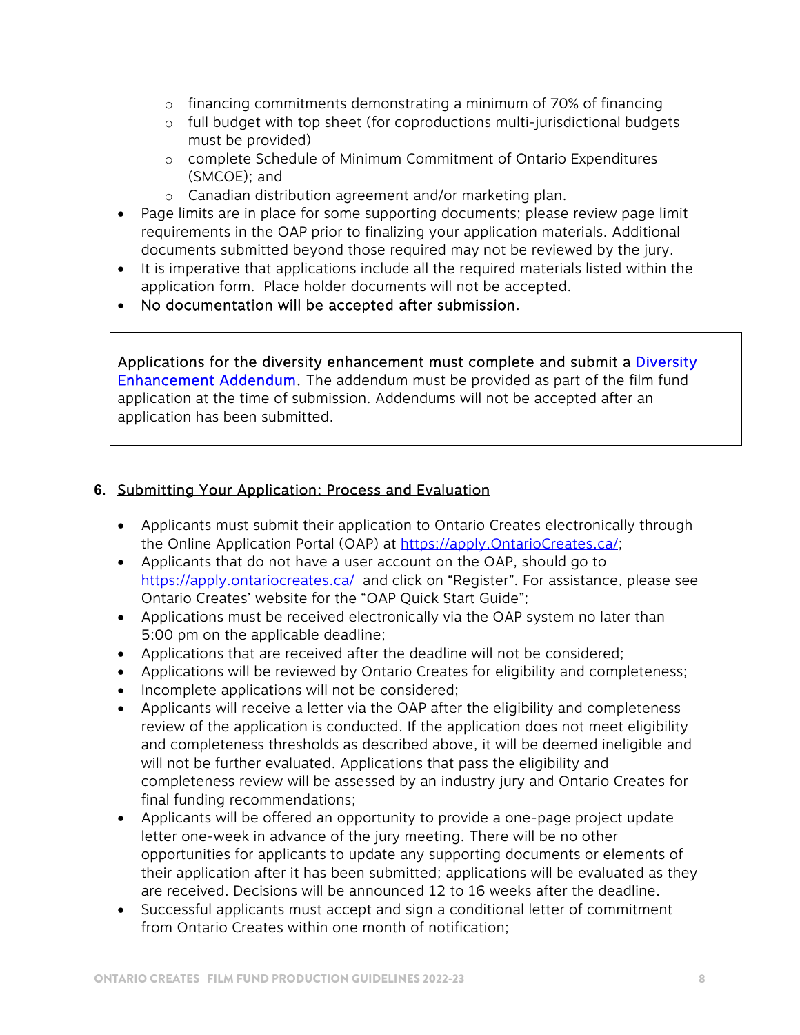- financing commitments demonstrating a minimum of 70% of financing
  - full budget with top sheet (for coproductions multi-jurisdictional budgets must be provided)
  - complete Schedule of Minimum Commitment of Ontario Expenditures (SMCOE); and
  - Canadian distribution agreement and/or marketing plan.
- Page limits are in place for some supporting documents; please review page limit requirements in the OAP prior to finalizing your application materials. Additional documents submitted beyond those required may not be reviewed by the jury.
- It is imperative that applications include all the required materials listed within the application form. Place holder documents will not be accepted.
- No documentation will be accepted after submission.

> Applications for the diversity enhancement must complete and submit a [Diversity Enhancement Addendum](). The addendum must be provided as part of the film fund application at the time of submission. Addendums will not be accepted after an application has been submitted.

## 6. Submitting Your Application: Process and Evaluation

- Applicants must submit their application to Ontario Creates electronically through the Online Application Portal (OAP) at https://apply.OntarioCreates.ca/;
- Applicants that do not have a user account on the OAP, should go to https://apply.ontariocreates.ca/ and click on "Register". For assistance, please see Ontario Creates' website for the "OAP Quick Start Guide";
- Applications must be received electronically via the OAP system no later than 5:00 pm on the applicable deadline;
- Applications that are received after the deadline will not be considered;
- Applications will be reviewed by Ontario Creates for eligibility and completeness;
- Incomplete applications will not be considered;
- Applicants will receive a letter via the OAP after the eligibility and completeness review of the application is conducted. If the application does not meet eligibility and completeness thresholds as described above, it will be deemed ineligible and will not be further evaluated. Applications that pass the eligibility and completeness review will be assessed by an industry jury and Ontario Creates for final funding recommendations;
- Applicants will be offered an opportunity to provide a one-page project update letter one-week in advance of the jury meeting. There will be no other opportunities for applicants to update any supporting documents or elements of their application after it has been submitted; applications will be evaluated as they are received. Decisions will be announced 12 to 16 weeks after the deadline.
- Successful applicants must accept and sign a conditional letter of commitment from Ontario Creates within one month of notification;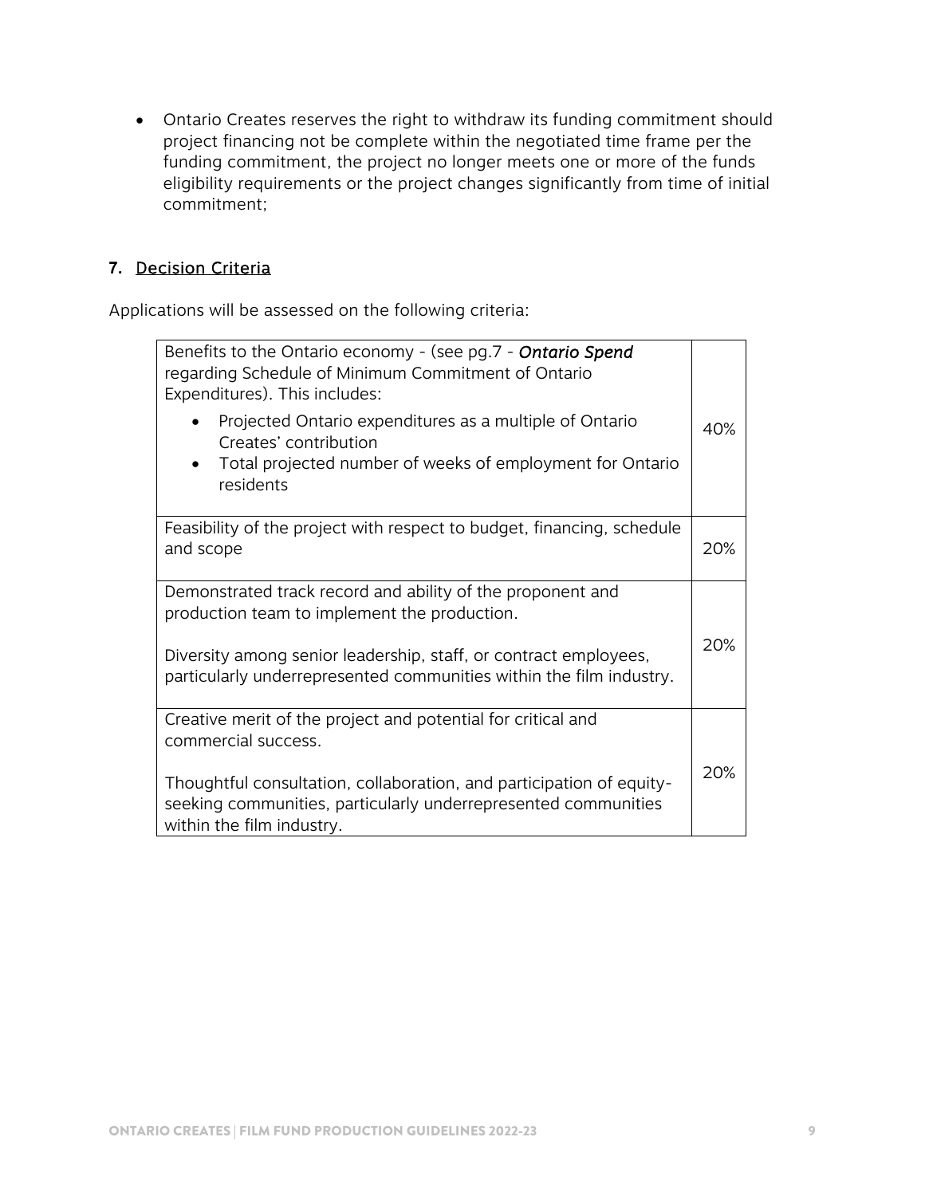- Ontario Creates reserves the right to withdraw its funding commitment should project financing not be complete within the negotiated time frame per the funding commitment, the project no longer meets one or more of the funds eligibility requirements or the project changes significantly from time of initial commitment;

## 7. Decision Criteria

Applications will be assessed on the following criteria:

| Criteria | Weight |
|---|---|
| Benefits to the Ontario economy - (see pg.7 - ***Ontario Spend*** regarding Schedule of Minimum Commitment of Ontario Expenditures). This includes:<br>• Projected Ontario expenditures as a multiple of Ontario Creates' contribution<br>• Total projected number of weeks of employment for Ontario residents | 40% |
| Feasibility of the project with respect to budget, financing, schedule and scope | 20% |
| Demonstrated track record and ability of the proponent and production team to implement the production.<br><br>Diversity among senior leadership, staff, or contract employees, particularly underrepresented communities within the film industry. | 20% |
| Creative merit of the project and potential for critical and commercial success.<br><br>Thoughtful consultation, collaboration, and participation of equity-seeking communities, particularly underrepresented communities within the film industry. | 20% |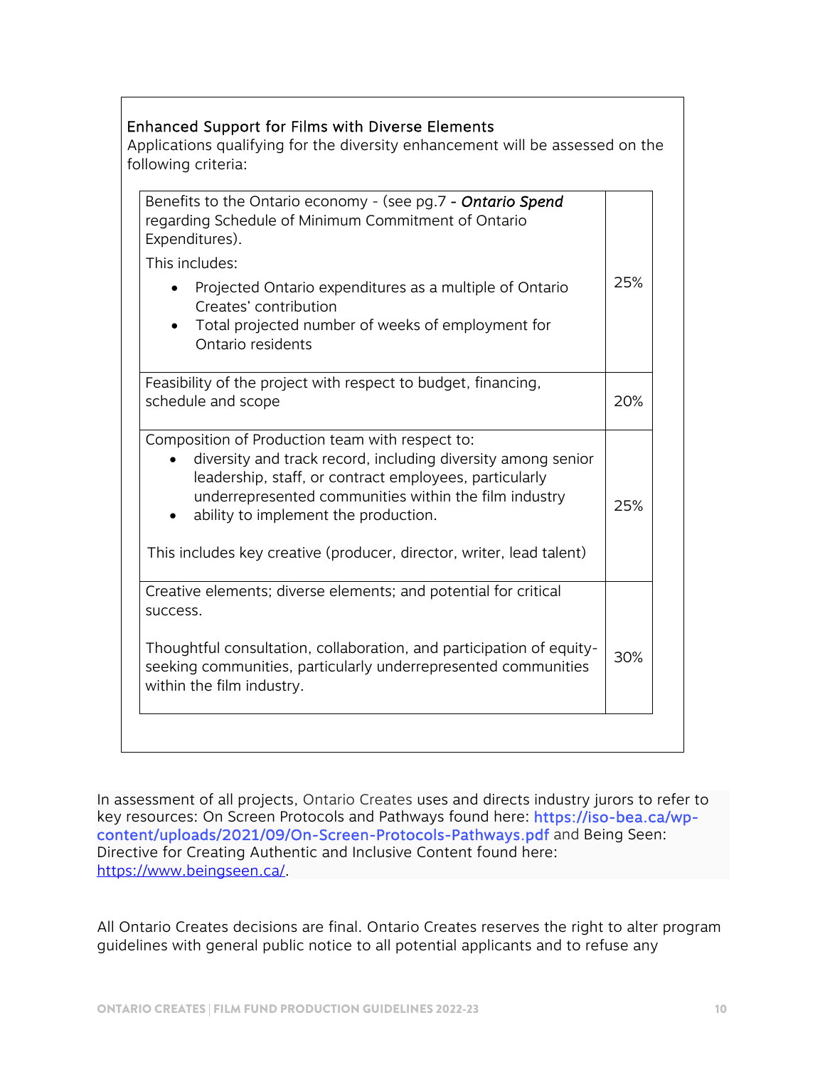### Enhanced Support for Films with Diverse Elements

Applications qualifying for the diversity enhancement will be assessed on the following criteria:

| Criteria | Weight |
| --- | --- |
| Benefits to the Ontario economy - (see pg.7 - *Ontario Spend* regarding Schedule of Minimum Commitment of Ontario Expenditures).<br><br>This includes:<br>• Projected Ontario expenditures as a multiple of Ontario Creates' contribution<br>• Total projected number of weeks of employment for Ontario residents | 25% |
| Feasibility of the project with respect to budget, financing, schedule and scope | 20% |
| Composition of Production team with respect to:<br>• diversity and track record, including diversity among senior leadership, staff, or contract employees, particularly underrepresented communities within the film industry<br>• ability to implement the production.<br><br>This includes key creative (producer, director, writer, lead talent) | 25% |
| Creative elements; diverse elements; and potential for critical success.<br><br>Thoughtful consultation, collaboration, and participation of equity-seeking communities, particularly underrepresented communities within the film industry. | 30% |

In assessment of all projects, Ontario Creates uses and directs industry jurors to refer to key resources: On Screen Protocols and Pathways found here: https://iso-bea.ca/wp-content/uploads/2021/09/On-Screen-Protocols-Pathways.pdf and Being Seen: Directive for Creating Authentic and Inclusive Content found here: https://www.beingseen.ca/.

All Ontario Creates decisions are final. Ontario Creates reserves the right to alter program guidelines with general public notice to all potential applicants and to refuse any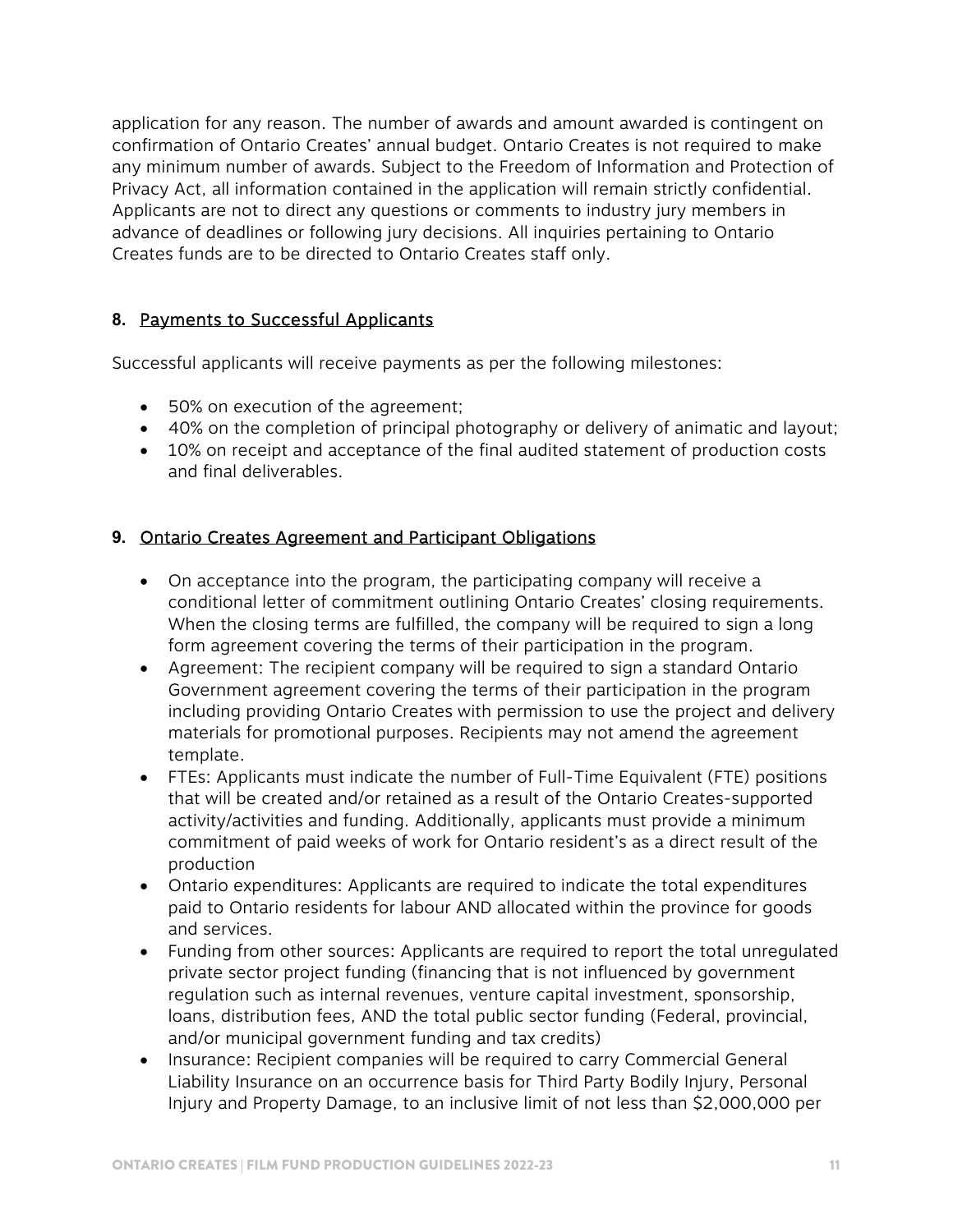application for any reason. The number of awards and amount awarded is contingent on confirmation of Ontario Creates' annual budget. Ontario Creates is not required to make any minimum number of awards. Subject to the Freedom of Information and Protection of Privacy Act, all information contained in the application will remain strictly confidential. Applicants are not to direct any questions or comments to industry jury members in advance of deadlines or following jury decisions. All inquiries pertaining to Ontario Creates funds are to be directed to Ontario Creates staff only.

## 8. Payments to Successful Applicants

Successful applicants will receive payments as per the following milestones:

- 50% on execution of the agreement;
- 40% on the completion of principal photography or delivery of animatic and layout;
- 10% on receipt and acceptance of the final audited statement of production costs and final deliverables.

## 9. Ontario Creates Agreement and Participant Obligations

- On acceptance into the program, the participating company will receive a conditional letter of commitment outlining Ontario Creates' closing requirements. When the closing terms are fulfilled, the company will be required to sign a long form agreement covering the terms of their participation in the program.
- Agreement: The recipient company will be required to sign a standard Ontario Government agreement covering the terms of their participation in the program including providing Ontario Creates with permission to use the project and delivery materials for promotional purposes. Recipients may not amend the agreement template.
- FTEs: Applicants must indicate the number of Full-Time Equivalent (FTE) positions that will be created and/or retained as a result of the Ontario Creates-supported activity/activities and funding. Additionally, applicants must provide a minimum commitment of paid weeks of work for Ontario resident's as a direct result of the production
- Ontario expenditures: Applicants are required to indicate the total expenditures paid to Ontario residents for labour AND allocated within the province for goods and services.
- Funding from other sources: Applicants are required to report the total unregulated private sector project funding (financing that is not influenced by government regulation such as internal revenues, venture capital investment, sponsorship, loans, distribution fees, AND the total public sector funding (Federal, provincial, and/or municipal government funding and tax credits)
- Insurance: Recipient companies will be required to carry Commercial General Liability Insurance on an occurrence basis for Third Party Bodily Injury, Personal Injury and Property Damage, to an inclusive limit of not less than $2,000,000 per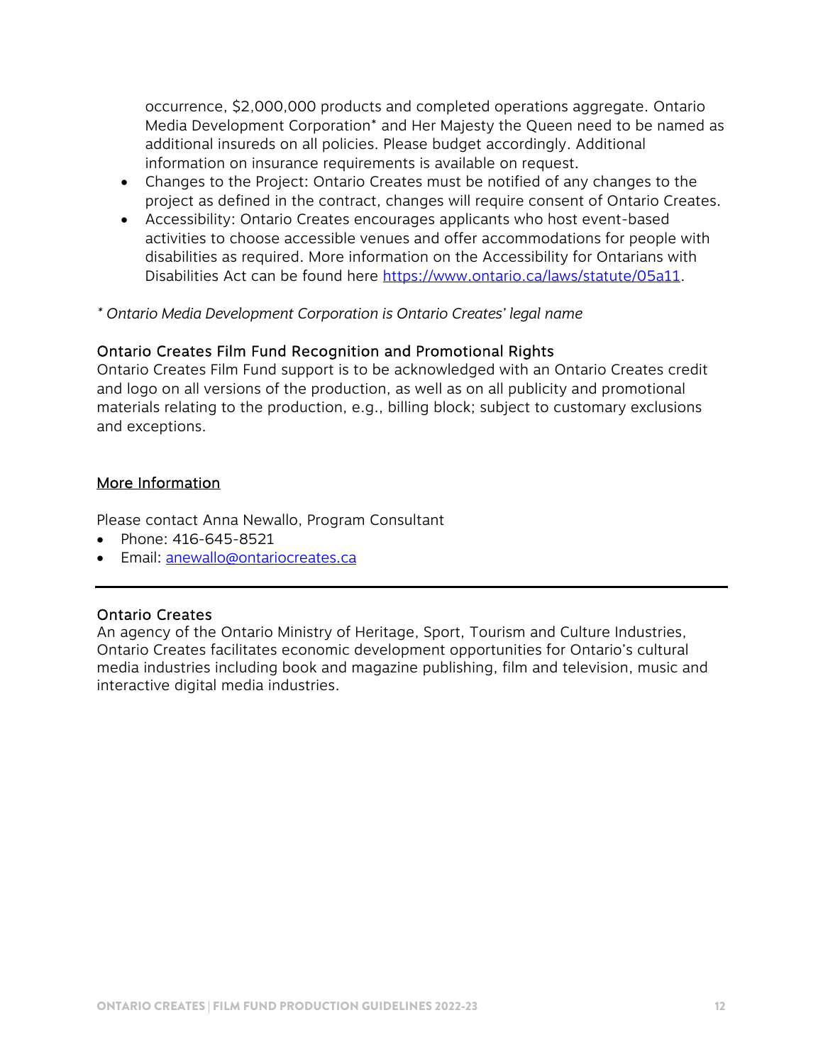occurrence, $2,000,000 products and completed operations aggregate. Ontario Media Development Corporation* and Her Majesty the Queen need to be named as additional insureds on all policies. Please budget accordingly. Additional information on insurance requirements is available on request.

- Changes to the Project: Ontario Creates must be notified of any changes to the project as defined in the contract, changes will require consent of Ontario Creates.
- Accessibility: Ontario Creates encourages applicants who host event-based activities to choose accessible venues and offer accommodations for people with disabilities as required. More information on the Accessibility for Ontarians with Disabilities Act can be found here [https://www.ontario.ca/laws/statute/05a11](https://www.ontario.ca/laws/statute/05a11).

*\* Ontario Media Development Corporation is Ontario Creates' legal name*

### Ontario Creates Film Fund Recognition and Promotional Rights

Ontario Creates Film Fund support is to be acknowledged with an Ontario Creates credit and logo on all versions of the production, as well as on all publicity and promotional materials relating to the production, e.g., billing block; subject to customary exclusions and exceptions.

### More Information

Please contact Anna Newallo, Program Consultant

- Phone: 416-645-8521
- Email: [anewallo@ontariocreates.ca](mailto:anewallo@ontariocreates.ca)

---

### Ontario Creates

An agency of the Ontario Ministry of Heritage, Sport, Tourism and Culture Industries, Ontario Creates facilitates economic development opportunities for Ontario's cultural media industries including book and magazine publishing, film and television, music and interactive digital media industries.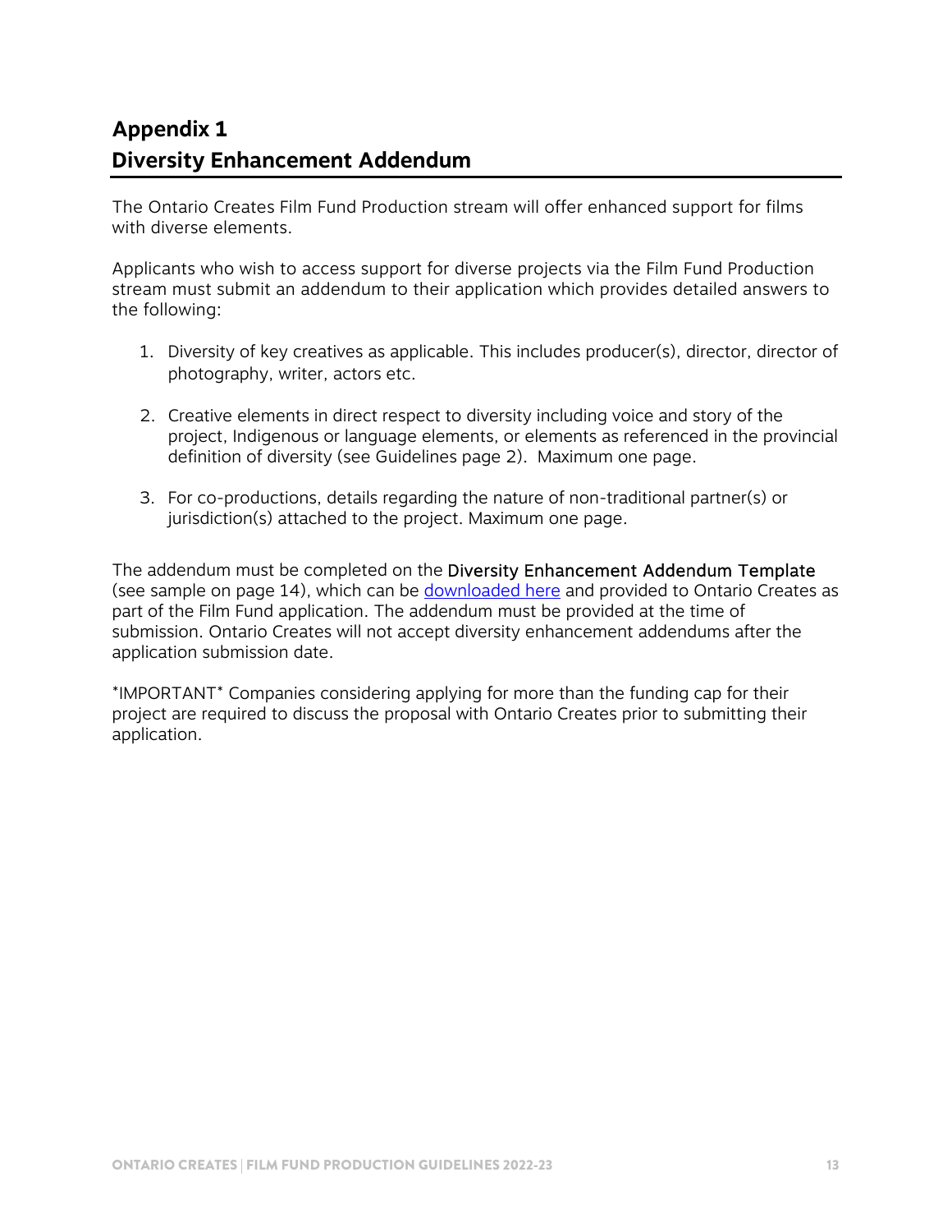# Appendix 1
# Diversity Enhancement Addendum

The Ontario Creates Film Fund Production stream will offer enhanced support for films with diverse elements.

Applicants who wish to access support for diverse projects via the Film Fund Production stream must submit an addendum to their application which provides detailed answers to the following:

1. Diversity of key creatives as applicable. This includes producer(s), director, director of photography, writer, actors etc.

2. Creative elements in direct respect to diversity including voice and story of the project, Indigenous or language elements, or elements as referenced in the provincial definition of diversity (see Guidelines page 2). Maximum one page.

3. For co-productions, details regarding the nature of non-traditional partner(s) or jurisdiction(s) attached to the project. Maximum one page.

The addendum must be completed on the Diversity Enhancement Addendum Template (see sample on page 14), which can be downloaded here and provided to Ontario Creates as part of the Film Fund application. The addendum must be provided at the time of submission. Ontario Creates will not accept diversity enhancement addendums after the application submission date.

*IMPORTANT* Companies considering applying for more than the funding cap for their project are required to discuss the proposal with Ontario Creates prior to submitting their application.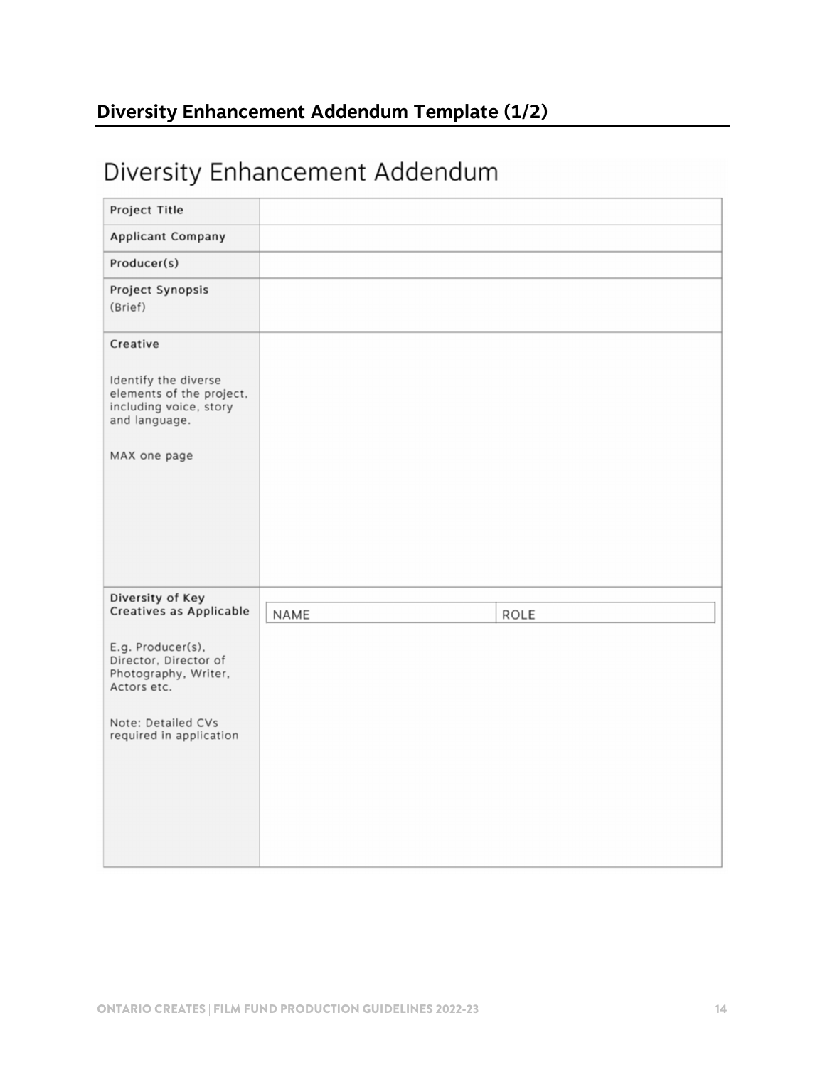## Diversity Enhancement Addendum Template (1/2)

# Diversity Enhancement Addendum

| | |
|---|---|
| Project Title | |
| Applicant Company | |
| Producer(s) | |
| Project Synopsis (Brief) | |
| Creative<br><br>Identify the diverse elements of the project, including voice, story and language.<br><br>MAX one page | |
| Diversity of Key Creatives as Applicable<br><br>E.g. Producer(s), Director, Director of Photography, Writer, Actors etc.<br><br>Note: Detailed CVs required in application | NAME \| ROLE |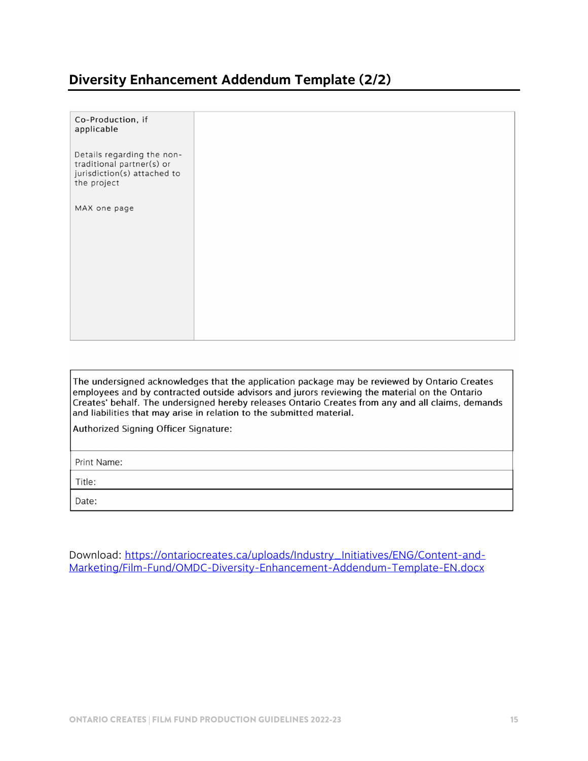## Diversity Enhancement Addendum Template (2/2)

| Co-Production, if applicable<br><br>Details regarding the non-traditional partner(s) or jurisdiction(s) attached to the project<br><br>MAX one page | |
|---|---|

| The undersigned acknowledges that the application package may be reviewed by Ontario Creates employees and by contracted outside advisors and jurors reviewing the material on the Ontario Creates' behalf. The undersigned hereby releases Ontario Creates from any and all claims, demands and liabilities that may arise in relation to the submitted material.<br><br>Authorized Signing Officer Signature: |
|---|
| Print Name: |
| Title: |
| Date: |

Download: https://ontariocreates.ca/uploads/Industry_Initiatives/ENG/Content-and-Marketing/Film-Fund/OMDC-Diversity-Enhancement-Addendum-Template-EN.docx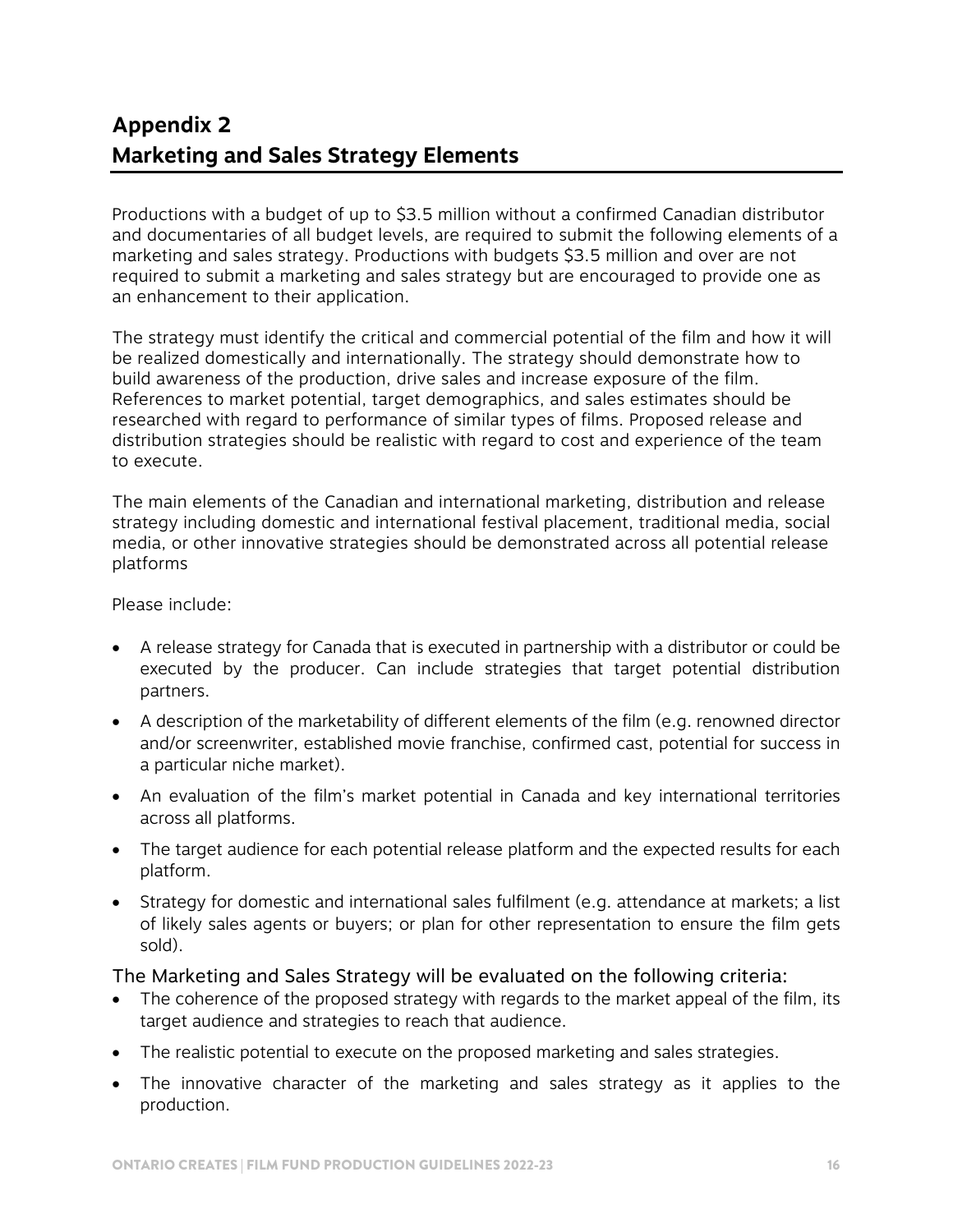# Appendix 2
# Marketing and Sales Strategy Elements

Productions with a budget of up to $3.5 million without a confirmed Canadian distributor and documentaries of all budget levels, are required to submit the following elements of a marketing and sales strategy. Productions with budgets $3.5 million and over are not required to submit a marketing and sales strategy but are encouraged to provide one as an enhancement to their application.

The strategy must identify the critical and commercial potential of the film and how it will be realized domestically and internationally. The strategy should demonstrate how to build awareness of the production, drive sales and increase exposure of the film. References to market potential, target demographics, and sales estimates should be researched with regard to performance of similar types of films. Proposed release and distribution strategies should be realistic with regard to cost and experience of the team to execute.

The main elements of the Canadian and international marketing, distribution and release strategy including domestic and international festival placement, traditional media, social media, or other innovative strategies should be demonstrated across all potential release platforms

Please include:

- A release strategy for Canada that is executed in partnership with a distributor or could be executed by the producer. Can include strategies that target potential distribution partners.
- A description of the marketability of different elements of the film (e.g. renowned director and/or screenwriter, established movie franchise, confirmed cast, potential for success in a particular niche market).
- An evaluation of the film's market potential in Canada and key international territories across all platforms.
- The target audience for each potential release platform and the expected results for each platform.
- Strategy for domestic and international sales fulfilment (e.g. attendance at markets; a list of likely sales agents or buyers; or plan for other representation to ensure the film gets sold).

The Marketing and Sales Strategy will be evaluated on the following criteria:

- The coherence of the proposed strategy with regards to the market appeal of the film, its target audience and strategies to reach that audience.
- The realistic potential to execute on the proposed marketing and sales strategies.
- The innovative character of the marketing and sales strategy as it applies to the production.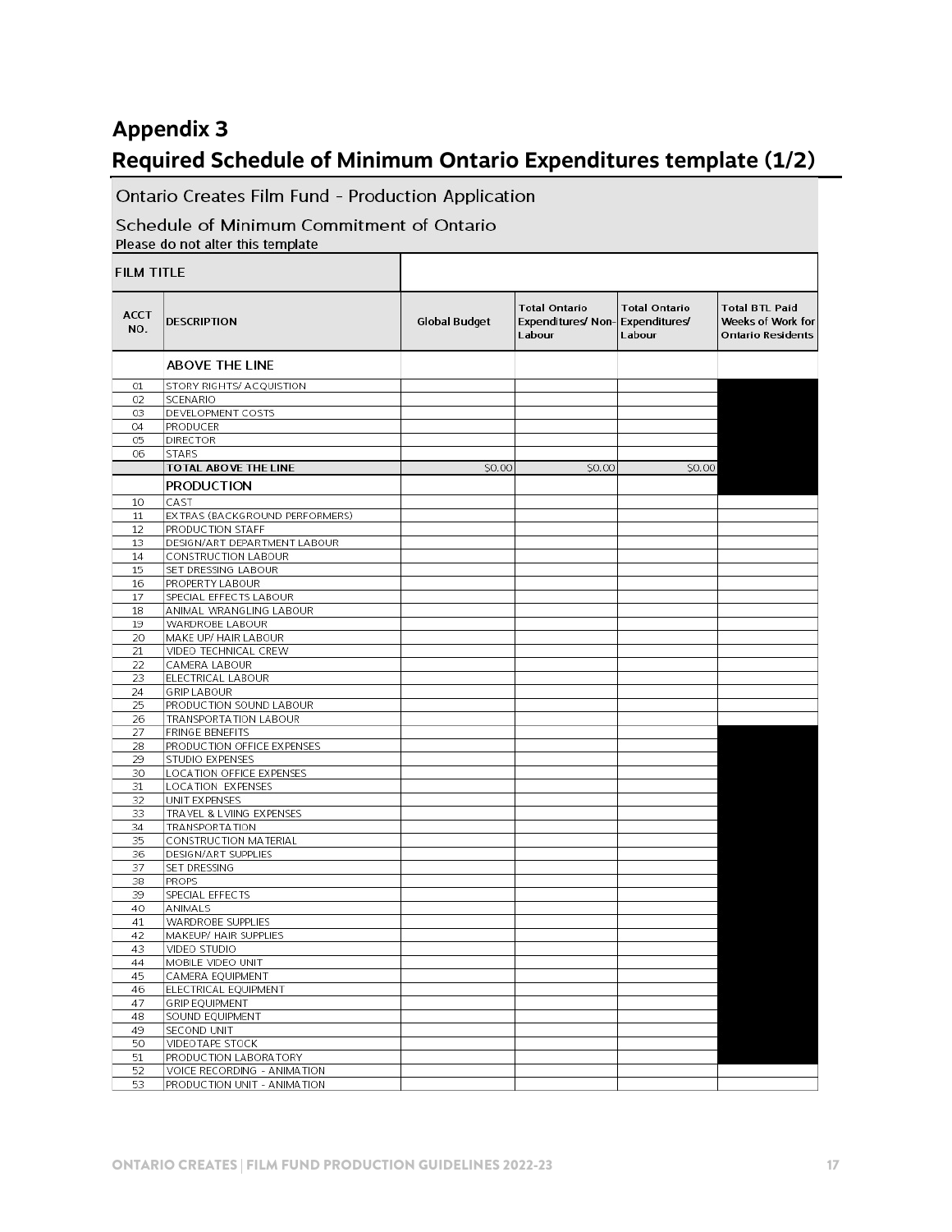## Appendix 3

## Required Schedule of Minimum Ontario Expenditures template (1/2)

Ontario Creates Film Fund - Production Application

Schedule of Minimum Commitment of Ontario

Please do not alter this template

| FILM TITLE | | | | | |
|---|---|---|---|---|---|
| **ACCT NO.** | **DESCRIPTION** | **Global Budget** | **Total Ontario Expenditures/ Non-Labour** | **Total Ontario Expenditures/ Labour** | **Total BTL Paid Weeks of Work for Ontario Residents** |
| | **ABOVE THE LINE** | | | | |
| 01 | STORY RIGHTS/ ACQUISTION | | | | |
| 02 | SCENARIO | | | | |
| 03 | DEVELOPMENT COSTS | | | | |
| 04 | PRODUCER | | | | |
| 05 | DIRECTOR | | | | |
| 06 | STARS | | | | |
| | **TOTAL ABOVE THE LINE** | $0.00 | $0.00 | $0.00 | |
| | **PRODUCTION** | | | | |
| 10 | CAST | | | | |
| 11 | EXTRAS (BACKGROUND PERFORMERS) | | | | |
| 12 | PRODUCTION STAFF | | | | |
| 13 | DESIGN/ART DEPARTMENT LABOUR | | | | |
| 14 | CONSTRUCTION LABOUR | | | | |
| 15 | SET DRESSING LABOUR | | | | |
| 16 | PROPERTY LABOUR | | | | |
| 17 | SPECIAL EFFECTS LABOUR | | | | |
| 18 | ANIMAL WRANGLING LABOUR | | | | |
| 19 | WARDROBE LABOUR | | | | |
| 20 | MAKE UP/ HAIR LABOUR | | | | |
| 21 | VIDEO TECHNICAL CREW | | | | |
| 22 | CAMERA LABOUR | | | | |
| 23 | ELECTRICAL LABOUR | | | | |
| 24 | GRIP LABOUR | | | | |
| 25 | PRODUCTION SOUND LABOUR | | | | |
| 26 | TRANSPORTATION LABOUR | | | | |
| 27 | FRINGE BENEFITS | | | | |
| 28 | PRODUCTION OFFICE EXPENSES | | | | |
| 29 | STUDIO EXPENSES | | | | |
| 30 | LOCATION OFFICE EXPENSES | | | | |
| 31 | LOCATION EXPENSES | | | | |
| 32 | UNIT EXPENSES | | | | |
| 33 | TRAVEL & LVIING EXPENSES | | | | |
| 34 | TRANSPORTATION | | | | |
| 35 | CONSTRUCTION MATERIAL | | | | |
| 36 | DESIGN/ART SUPPLIES | | | | |
| 37 | SET DRESSING | | | | |
| 38 | PROPS | | | | |
| 39 | SPECIAL EFFECTS | | | | |
| 40 | ANIMALS | | | | |
| 41 | WARDROBE SUPPLIES | | | | |
| 42 | MAKEUP/ HAIR SUPPLIES | | | | |
| 43 | VIDEO STUDIO | | | | |
| 44 | MOBILE VIDEO UNIT | | | | |
| 45 | CAMERA EQUIPMENT | | | | |
| 46 | ELECTRICAL EQUIPMENT | | | | |
| 47 | GRIP EQUIPMENT | | | | |
| 48 | SOUND EQUIPMENT | | | | |
| 49 | SECOND UNIT | | | | |
| 50 | VIDEOTAPE STOCK | | | | |
| 51 | PRODUCTION LABORATORY | | | | |
| 52 | VOICE RECORDING - ANIMATION | | | | |
| 53 | PRODUCTION UNIT - ANIMATION | | | | |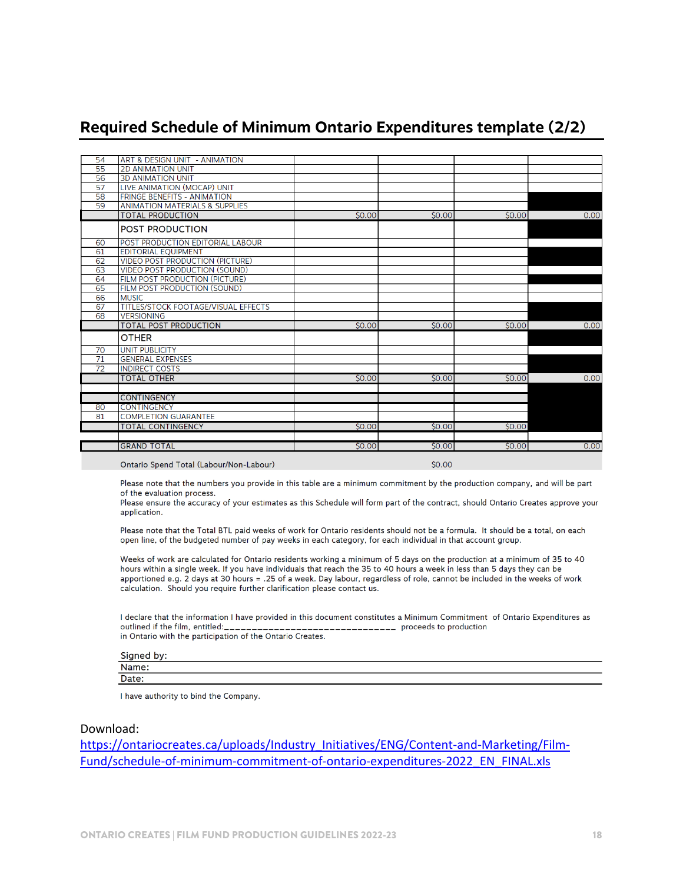## Required Schedule of Minimum Ontario Expenditures template (2/2)

| | | | | | |
|---|---|---|---|---|---|
| 54 | ART & DESIGN UNIT - ANIMATION | | | | |
| 55 | 2D ANIMATION UNIT | | | | |
| 56 | 3D ANIMATION UNIT | | | | |
| 57 | LIVE ANIMATION (MOCAP) UNIT | | | | |
| 58 | FRINGE BENEFITS - ANIMATION | | | | |
| 59 | ANIMATION MATERIALS & SUPPLIES | | | | |
| | TOTAL PRODUCTION | $0.00 | $0.00 | $0.00 | 0.00 |
| | POST PRODUCTION | | | | |
| 60 | POST PRODUCTION EDITORIAL LABOUR | | | | |
| 61 | EDITORIAL EQUIPMENT | | | | |
| 62 | VIDEO POST PRODUCTION (PICTURE) | | | | |
| 63 | VIDEO POST PRODUCTION (SOUND) | | | | |
| 64 | FILM POST PRODUCTION (PICTURE) | | | | |
| 65 | FILM POST PRODUCTION (SOUND) | | | | |
| 66 | MUSIC | | | | |
| 67 | TITLES/STOCK FOOTAGE/VISUAL EFFECTS | | | | |
| 68 | VERSIONING | | | | |
| | TOTAL POST PRODUCTION | $0.00 | $0.00 | $0.00 | 0.00 |
| | OTHER | | | | |
| 70 | UNIT PUBLICITY | | | | |
| 71 | GENERAL EXPENSES | | | | |
| 72 | INDIRECT COSTS | | | | |
| | TOTAL OTHER | $0.00 | $0.00 | $0.00 | 0.00 |
| | | | | | |
| | CONTINGENCY | | | | |
| 80 | CONTINGENCY | | | | |
| 81 | COMPLETION GUARANTEE | | | | |
| | TOTAL CONTINGENCY | $0.00 | $0.00 | $0.00 | |
| | | | | | |
| | GRAND TOTAL | $0.00 | $0.00 | $0.00 | 0.00 |
| | Ontario Spend Total (Labour/Non-Labour) | | $0.00 | | |

Please note that the numbers you provide in this table are a minimum commitment by the production company, and will be part of the evaluation process.
Please ensure the accuracy of your estimates as this Schedule will form part of the contract, should Ontario Creates approve your application.

Please note that the Total BTL paid weeks of work for Ontario residents should not be a formula. It should be a total, on each open line, of the budgeted number of pay weeks in each category, for each individual in that account group.

Weeks of work are calculated for Ontario residents working a minimum of 5 days on the production at a minimum of 35 to 40 hours within a single week. If you have individuals that reach the 35 to 40 hours a week in less than 5 days they can be apportioned e.g. 2 days at 30 hours = .25 of a week. Day labour, regardless of role, cannot be included in the weeks of work calculation. Should you require further clarification please contact us.

I declare that the information I have provided in this document constitutes a Minimum Commitment of Ontario Expenditures as outlined if the film, entitled:________________________________ proceeds to production in Ontario with the participation of the Ontario Creates.

Signed by:

Name:

Date:

I have authority to bind the Company.

Download:
https://ontariocreates.ca/uploads/Industry_Initiatives/ENG/Content-and-Marketing/Film-Fund/schedule-of-minimum-commitment-of-ontario-expenditures-2022_EN_FINAL.xls